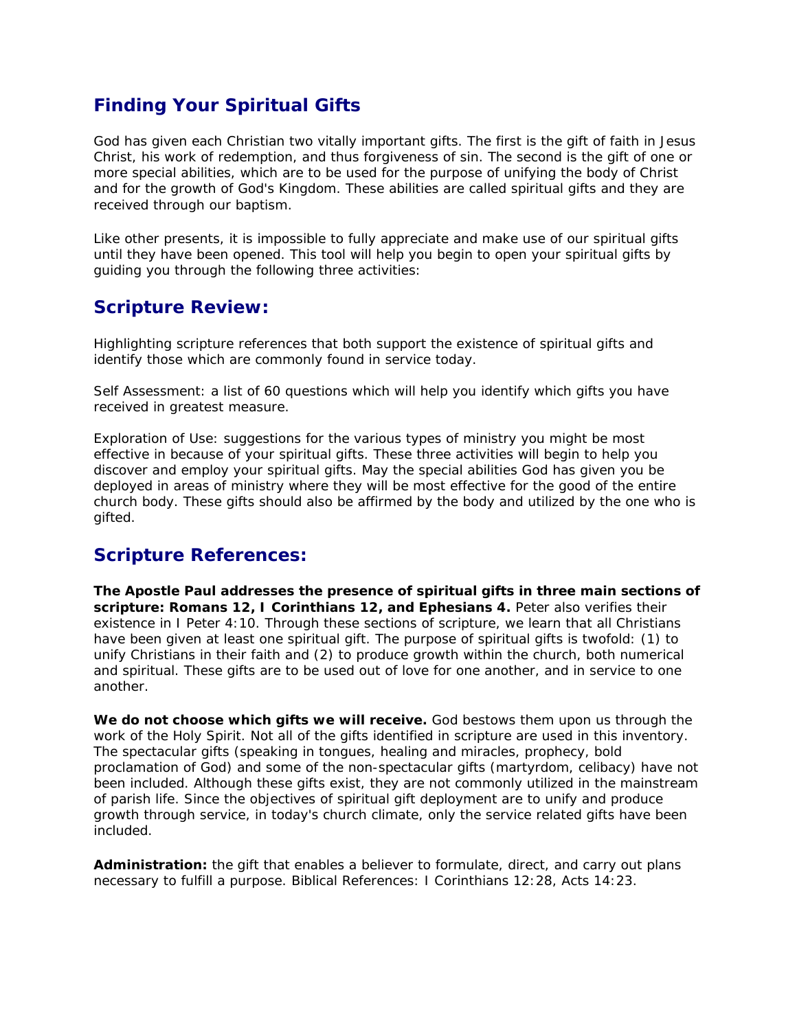# Finding Your Spiritual Gifts

God has given each Christian two vitally important gifts. The first is the gift of faith in Jesus Christ, his work of redemption, and thus forgiveness of sin. The second is the gift of one or more special abilities, which are to be used for the purpose of unifying the body of Christ and for the growth of God's Kingdom. These abilities are called spiritual gifts and they are received through our baptism.

Like other presents, it is impossible to fully appreciate and make use of our spiritual gifts until they have been opened. This tool will help you begin to open your spiritual gifts by guiding you through the following three activities:

## Scripture Review:

Highlighting scripture references that both support the existence of spiritual gifts and identify those which are commonly found in service today.

Self Assessment: a list of 60 questions which will help you identify which gifts you have received in greatest measure.

Exploration of Use: suggestions for the various types of ministry you might be most effective in because of your spiritual gifts. These three activities will begin to help you discover and employ your spiritual gifts. May the special abilities God has given you be deployed in areas of ministry where they will be most effective for the good of the entire church body. These gifts should also be affirmed by the body and utilized by the one who is gifted.

## Scripture References:

**The Apostle Paul addresses the presence of spiritual gifts in three main sections of scripture: Romans 12, I Corinthians 12, and Ephesians 4.** Peter also verifies their existence in I Peter 4:10. Through these sections of scripture, we learn that all Christians have been given at least one spiritual gift. The purpose of spiritual gifts is twofold: (1) to unify Christians in their faith and (2) to produce growth within the church, both numerical and spiritual. These gifts are to be used out of love for one another, and in service to one another.

**We do not choose which gifts we will receive.** God bestows them upon us through the work of the Holy Spirit. Not all of the gifts identified in scripture are used in this inventory. The spectacular gifts (speaking in tongues, healing and miracles, prophecy, bold proclamation of God) and some of the non-spectacular gifts (martyrdom, celibacy) have not been included. Although these gifts exist, they are not commonly utilized in the mainstream of parish life. Since the objectives of spiritual gift deployment are to unify and produce growth through service, in today's church climate, only the service related gifts have been included.

**Administration:** the gift that enables a believer to formulate, direct, and carry out plans necessary to fulfill a purpose. Biblical References: I Corinthians 12:28, Acts 14:23.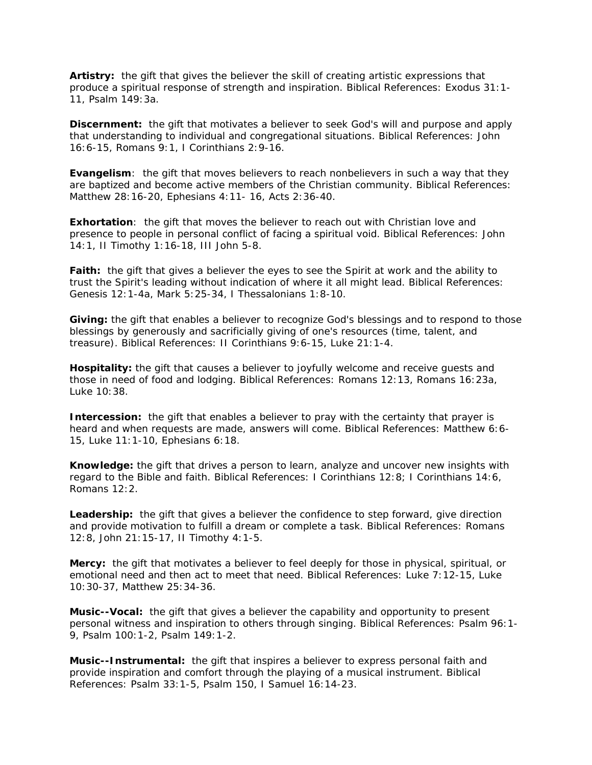**Artistry:** the gift that gives the believer the skill of creating artistic expressions that produce a spiritual response of strength and inspiration. Biblical References: Exodus 31:1-11, Psalm 149:3a.

**Discernment:** the gift that motivates a believer to seek God's will and purpose and apply that understanding to individual and congregational situations. Biblical References: John 16:6-15, Romans 9:1, I Corinthians 2:9-16.

**Evangelism**: the gift that moves believers to reach nonbelievers in such a way that they are baptized and become active members of the Christian community. Biblical References: Matthew 28:16-20, Ephesians 4:11- 16, Acts 2:36-40.

**Exhortation**: the gift that moves the believer to reach out with Christian love and presence to people in personal conflict of facing a spiritual void. Biblical References: John 14:1, II Timothy 1:16-18, III John 5-8.

**Faith:** the gift that gives a believer the eyes to see the Spirit at work and the ability to trust the Spirit's leading without indication of where it all might lead. Biblical References: Genesis 12:1-4a, Mark 5:25-34, I Thessalonians 1:8-10.

**Giving:** the gift that enables a believer to recognize God's blessings and to respond to those blessings by generously and sacrificially giving of one's resources (time, talent, and treasure). Biblical References: II Corinthians 9:6-15, Luke 21:1-4.

**Hospitality:** the gift that causes a believer to joyfully welcome and receive guests and those in need of food and lodging. Biblical References: Romans 12:13, Romans 16:23a, Luke 10:38.

**Intercession:** the gift that enables a believer to pray with the certainty that prayer is heard and when requests are made, answers will come. Biblical References: Matthew 6:6-15, Luke 11:1-10, Ephesians 6:18.

**Knowledge:** the gift that drives a person to learn, analyze and uncover new insights with regard to the Bible and faith. Biblical References: I Corinthians 12:8; I Corinthians 14:6, Romans 12:2.

**Leadership:** the gift that gives a believer the confidence to step forward, give direction and provide motivation to fulfill a dream or complete a task. Biblical References: Romans 12:8, John 21:15-17, II Timothy 4:1-5.

**Mercy:** the gift that motivates a believer to feel deeply for those in physical, spiritual, or emotional need and then act to meet that need. Biblical References: Luke 7:12-15, Luke 10:30-37, Matthew 25:34-36.

**Music--Vocal:** the gift that gives a believer the capability and opportunity to present personal witness and inspiration to others through singing. Biblical References: Psalm 96:1-9, Psalm 100:1-2, Psalm 149:1-2.

**Music--Instrumental:** the gift that inspires a believer to express personal faith and provide inspiration and comfort through the playing of a musical instrument. Biblical References: Psalm 33:1-5, Psalm 150, I Samuel 16:14-23.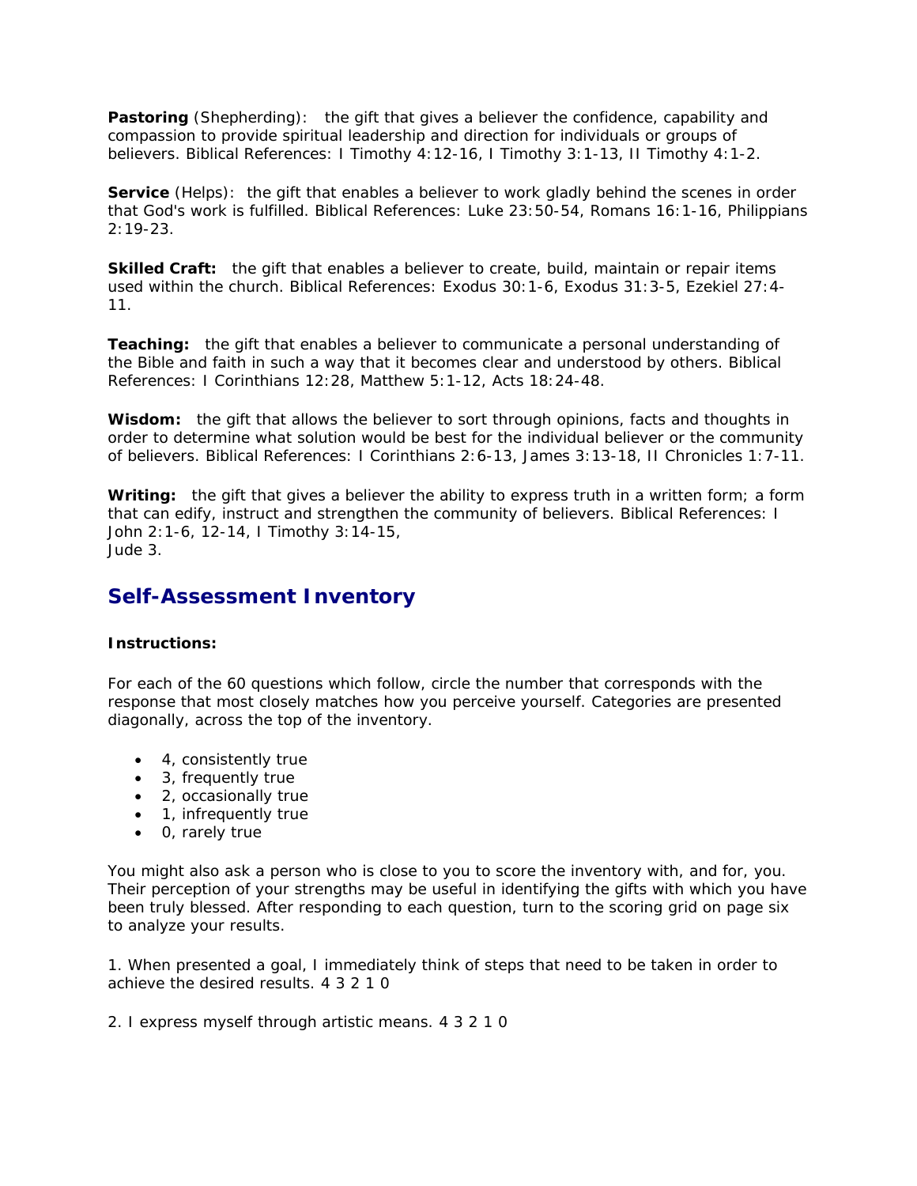**Pastoring** (Shepherding): the gift that gives a believer the confidence, capability and compassion to provide spiritual leadership and direction for individuals or groups of believers. Biblical References: I Timothy 4:12-16, I Timothy 3:1-13, II Timothy 4:1-2.

**Service** (Helps): the gift that enables a believer to work gladly behind the scenes in order that God's work is fulfilled. Biblical References: Luke 23:50-54, Romans 16:1-16, Philippians 2:19-23.

**Skilled Craft:** the gift that enables a believer to create, build, maintain or repair items used within the church. Biblical References: Exodus 30:1-6, Exodus 31:3-5, Ezekiel 27:4-11.

**Teaching:** the gift that enables a believer to communicate a personal understanding of the Bible and faith in such a way that it becomes clear and understood by others. Biblical References: I Corinthians 12:28, Matthew 5:1-12, Acts 18:24-48.

**Wisdom:** the gift that allows the believer to sort through opinions, facts and thoughts in order to determine what solution would be best for the individual believer or the community of believers. Biblical References: I Corinthians 2:6-13, James 3:13-18, II Chronicles 1:7-11.

**Writing:** the gift that gives a believer the ability to express truth in a written form; a form that can edify, instruct and strengthen the community of believers. Biblical References: I John 2:1-6, 12-14, I Timothy 3:14-15,
Jude 3.

## Self-Assessment Inventory

**Instructions:**

For each of the 60 questions which follow, circle the number that corresponds with the response that most closely matches how you perceive yourself. Categories are presented diagonally, across the top of the inventory.

- 4, consistently true
- 3, frequently true
- 2, occasionally true
- 1, infrequently true
- 0, rarely true

You might also ask a person who is close to you to score the inventory with, and for, you. Their perception of your strengths may be useful in identifying the gifts with which you have been truly blessed. After responding to each question, turn to the scoring grid on page six to analyze your results.

1. When presented a goal, I immediately think of steps that need to be taken in order to achieve the desired results. 4 3 2 1 0

2. I express myself through artistic means. 4 3 2 1 0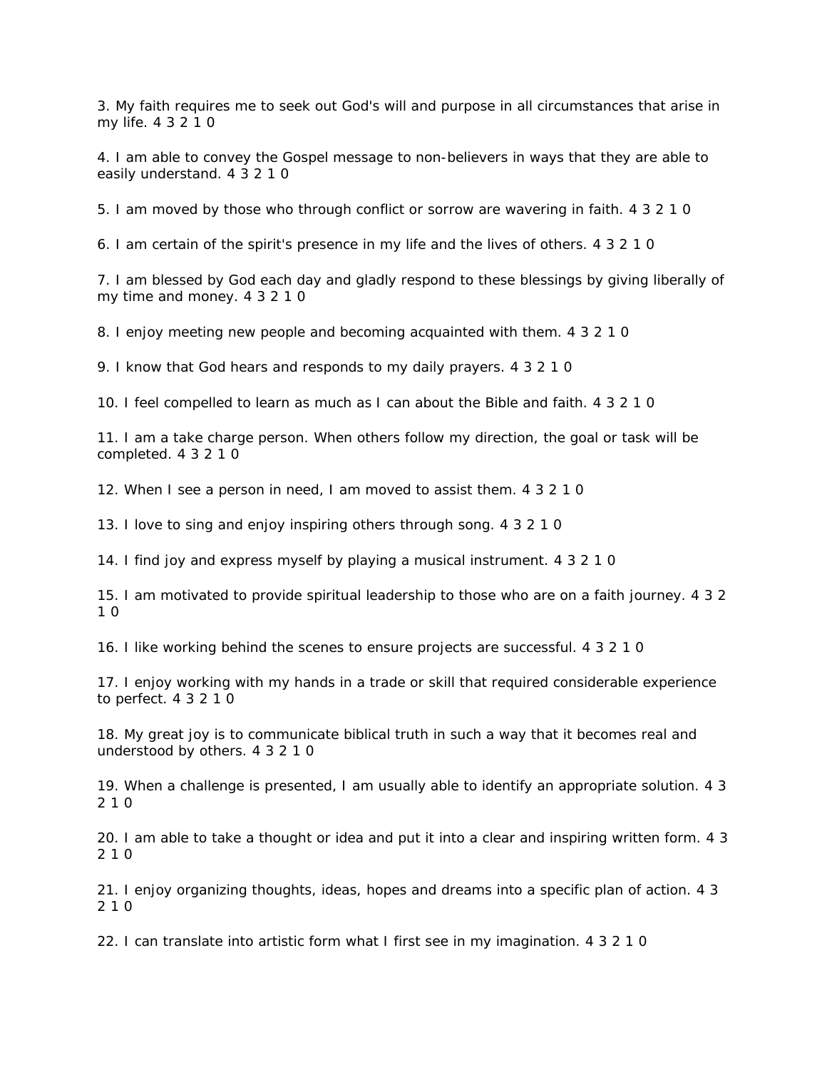3. My faith requires me to seek out God's will and purpose in all circumstances that arise in my life. 4 3 2 1 0

4. I am able to convey the Gospel message to non-believers in ways that they are able to easily understand. 4 3 2 1 0

5. I am moved by those who through conflict or sorrow are wavering in faith. 4 3 2 1 0

6. I am certain of the spirit's presence in my life and the lives of others. 4 3 2 1 0

7. I am blessed by God each day and gladly respond to these blessings by giving liberally of my time and money. 4 3 2 1 0

8. I enjoy meeting new people and becoming acquainted with them. 4 3 2 1 0

9. I know that God hears and responds to my daily prayers. 4 3 2 1 0

10. I feel compelled to learn as much as I can about the Bible and faith. 4 3 2 1 0

11. I am a take charge person. When others follow my direction, the goal or task will be completed. 4 3 2 1 0

12. When I see a person in need, I am moved to assist them. 4 3 2 1 0

13. I love to sing and enjoy inspiring others through song. 4 3 2 1 0

14. I find joy and express myself by playing a musical instrument. 4 3 2 1 0

15. I am motivated to provide spiritual leadership to those who are on a faith journey. 4 3 2 1 0

16. I like working behind the scenes to ensure projects are successful. 4 3 2 1 0

17. I enjoy working with my hands in a trade or skill that required considerable experience to perfect. 4 3 2 1 0

18. My great joy is to communicate biblical truth in such a way that it becomes real and understood by others. 4 3 2 1 0

19. When a challenge is presented, I am usually able to identify an appropriate solution. 4 3 2 1 0

20. I am able to take a thought or idea and put it into a clear and inspiring written form. 4 3 2 1 0

21. I enjoy organizing thoughts, ideas, hopes and dreams into a specific plan of action. 4 3 2 1 0

22. I can translate into artistic form what I first see in my imagination. 4 3 2 1 0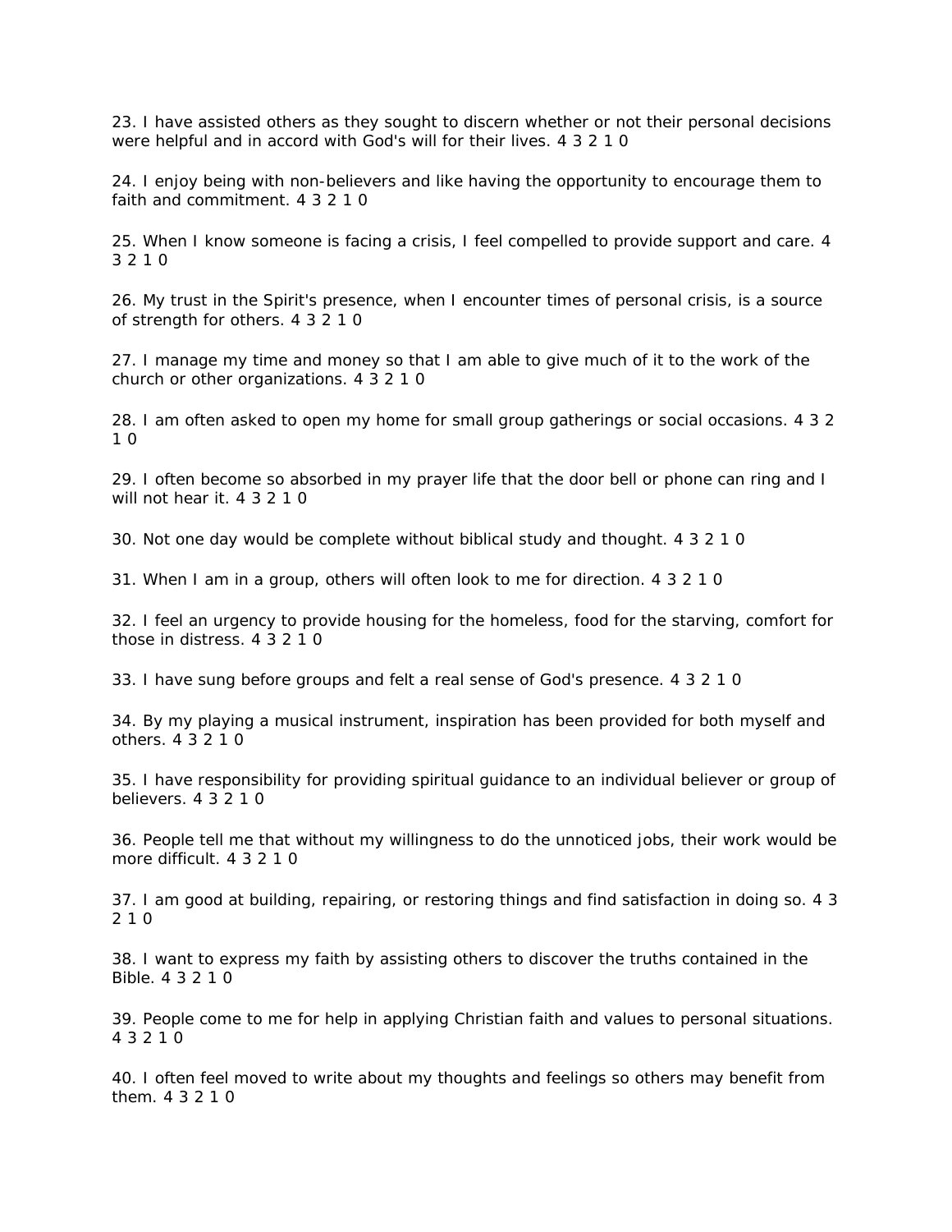23. I have assisted others as they sought to discern whether or not their personal decisions were helpful and in accord with God's will for their lives. 4 3 2 1 0

24. I enjoy being with non-believers and like having the opportunity to encourage them to faith and commitment. 4 3 2 1 0

25. When I know someone is facing a crisis, I feel compelled to provide support and care. 4 3 2 1 0

26. My trust in the Spirit's presence, when I encounter times of personal crisis, is a source of strength for others. 4 3 2 1 0

27. I manage my time and money so that I am able to give much of it to the work of the church or other organizations. 4 3 2 1 0

28. I am often asked to open my home for small group gatherings or social occasions. 4 3 2 1 0

29. I often become so absorbed in my prayer life that the door bell or phone can ring and I will not hear it. 4 3 2 1 0

30. Not one day would be complete without biblical study and thought. 4 3 2 1 0

31. When I am in a group, others will often look to me for direction. 4 3 2 1 0

32. I feel an urgency to provide housing for the homeless, food for the starving, comfort for those in distress. 4 3 2 1 0

33. I have sung before groups and felt a real sense of God's presence. 4 3 2 1 0

34. By my playing a musical instrument, inspiration has been provided for both myself and others. 4 3 2 1 0

35. I have responsibility for providing spiritual guidance to an individual believer or group of believers. 4 3 2 1 0

36. People tell me that without my willingness to do the unnoticed jobs, their work would be more difficult. 4 3 2 1 0

37. I am good at building, repairing, or restoring things and find satisfaction in doing so. 4 3 2 1 0

38. I want to express my faith by assisting others to discover the truths contained in the Bible. 4 3 2 1 0

39. People come to me for help in applying Christian faith and values to personal situations. 4 3 2 1 0

40. I often feel moved to write about my thoughts and feelings so others may benefit from them. 4 3 2 1 0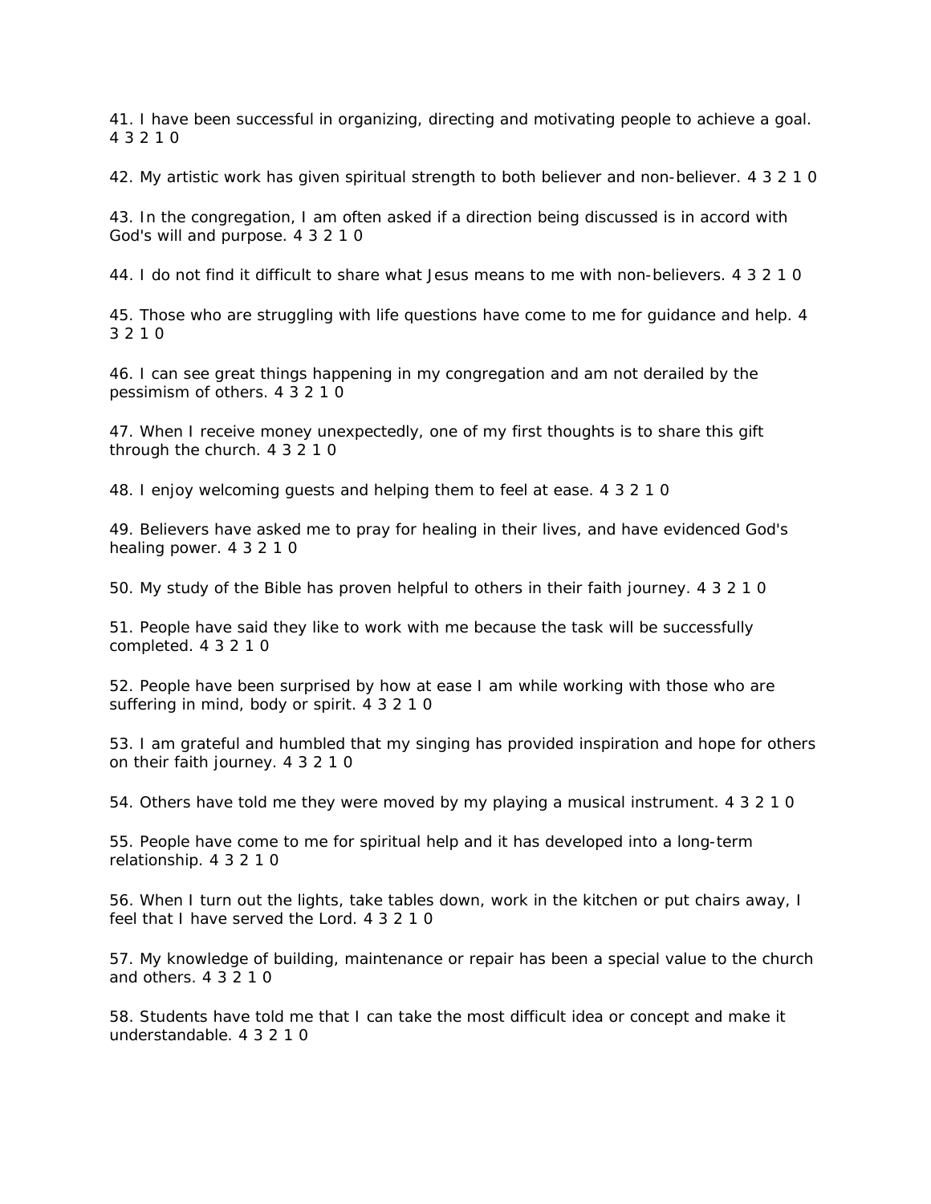41. I have been successful in organizing, directing and motivating people to achieve a goal. 4 3 2 1 0

42. My artistic work has given spiritual strength to both believer and non-believer. 4 3 2 1 0

43. In the congregation, I am often asked if a direction being discussed is in accord with God's will and purpose. 4 3 2 1 0

44. I do not find it difficult to share what Jesus means to me with non-believers. 4 3 2 1 0

45. Those who are struggling with life questions have come to me for guidance and help. 4 3 2 1 0

46. I can see great things happening in my congregation and am not derailed by the pessimism of others. 4 3 2 1 0

47. When I receive money unexpectedly, one of my first thoughts is to share this gift through the church. 4 3 2 1 0

48. I enjoy welcoming guests and helping them to feel at ease. 4 3 2 1 0

49. Believers have asked me to pray for healing in their lives, and have evidenced God's healing power. 4 3 2 1 0

50. My study of the Bible has proven helpful to others in their faith journey. 4 3 2 1 0

51. People have said they like to work with me because the task will be successfully completed. 4 3 2 1 0

52. People have been surprised by how at ease I am while working with those who are suffering in mind, body or spirit. 4 3 2 1 0

53. I am grateful and humbled that my singing has provided inspiration and hope for others on their faith journey. 4 3 2 1 0

54. Others have told me they were moved by my playing a musical instrument. 4 3 2 1 0

55. People have come to me for spiritual help and it has developed into a long-term relationship. 4 3 2 1 0

56. When I turn out the lights, take tables down, work in the kitchen or put chairs away, I feel that I have served the Lord. 4 3 2 1 0

57. My knowledge of building, maintenance or repair has been a special value to the church and others. 4 3 2 1 0

58. Students have told me that I can take the most difficult idea or concept and make it understandable. 4 3 2 1 0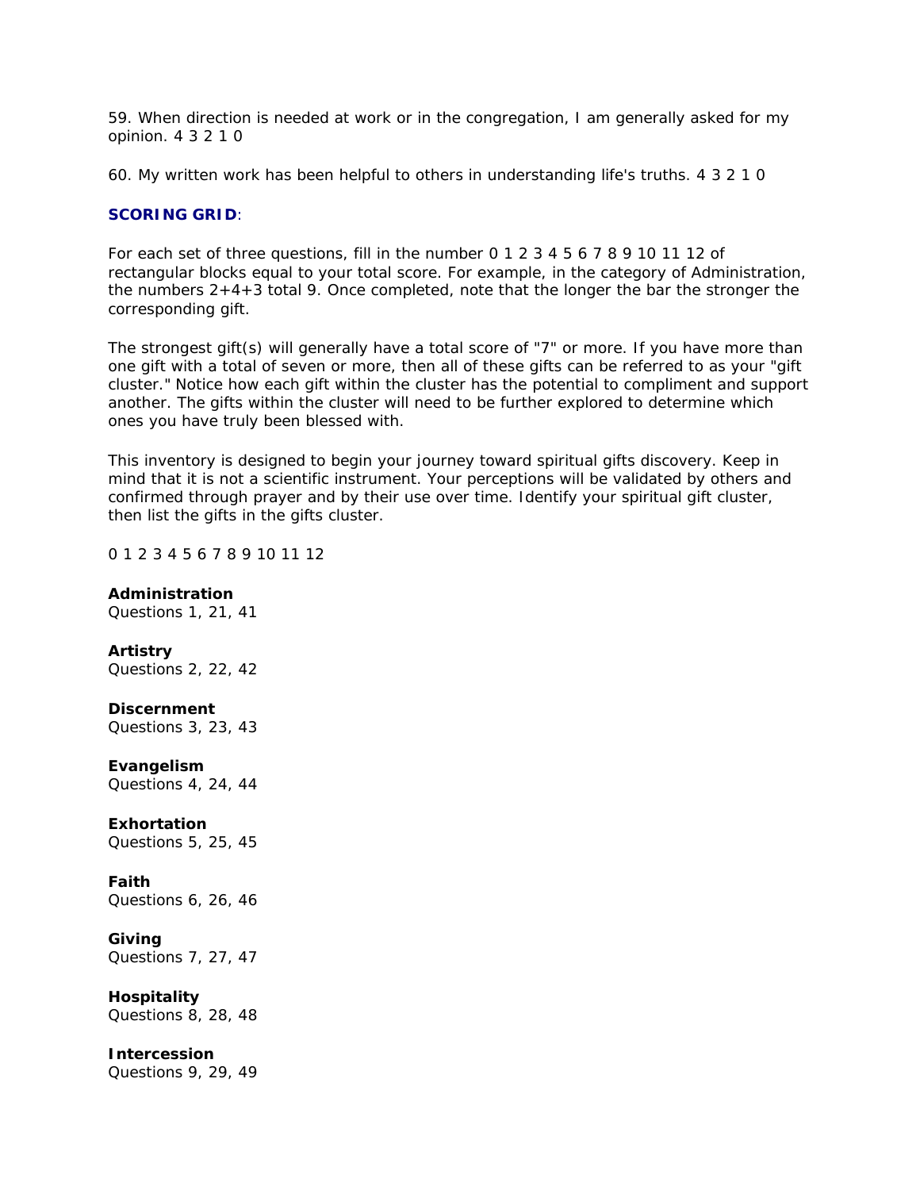59. When direction is needed at work or in the congregation, I am generally asked for my opinion. 4 3 2 1 0

60. My written work has been helpful to others in understanding life's truths. 4 3 2 1 0

**SCORING GRID**:

For each set of three questions, fill in the number 0 1 2 3 4 5 6 7 8 9 10 11 12 of rectangular blocks equal to your total score. For example, in the category of Administration, the numbers 2+4+3 total 9. Once completed, note that the longer the bar the stronger the corresponding gift.

The strongest gift(s) will generally have a total score of "7" or more. If you have more than one gift with a total of seven or more, then all of these gifts can be referred to as your "gift cluster." Notice how each gift within the cluster has the potential to compliment and support another. The gifts within the cluster will need to be further explored to determine which ones you have truly been blessed with.

This inventory is designed to begin your journey toward spiritual gifts discovery. Keep in mind that it is not a scientific instrument. Your perceptions will be validated by others and confirmed through prayer and by their use over time. Identify your spiritual gift cluster, then list the gifts in the gifts cluster.

0 1 2 3 4 5 6 7 8 9 10 11 12

**Administration**
Questions 1, 21, 41

**Artistry**
Questions 2, 22, 42

**Discernment**
Questions 3, 23, 43

**Evangelism**
Questions 4, 24, 44

**Exhortation**
Questions 5, 25, 45

**Faith**
Questions 6, 26, 46

**Giving**
Questions 7, 27, 47

**Hospitality**
Questions 8, 28, 48

**Intercession**
Questions 9, 29, 49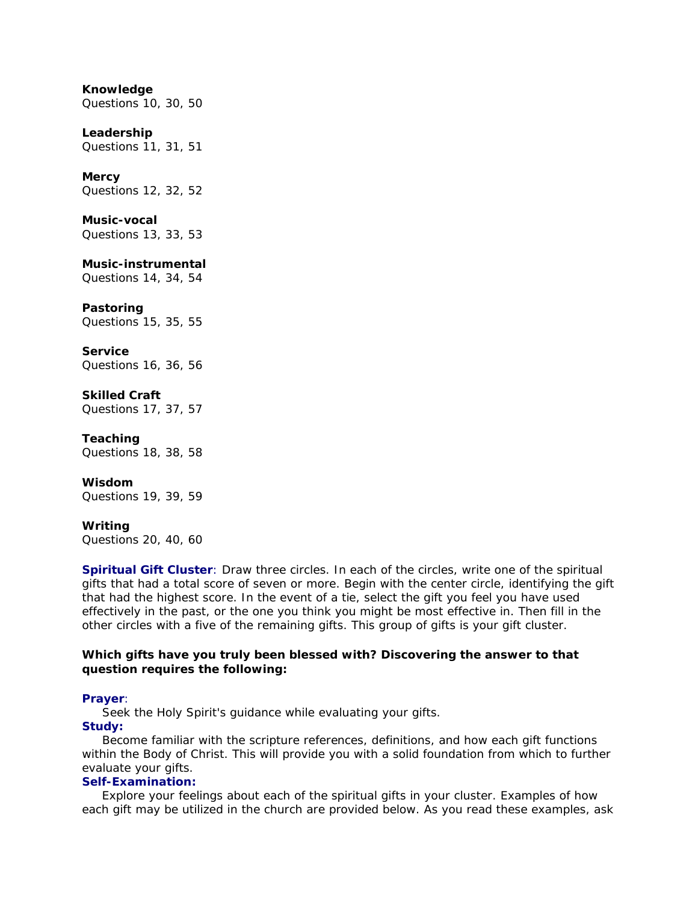**Knowledge**
Questions 10, 30, 50

**Leadership**
Questions 11, 31, 51

**Mercy**
Questions 12, 32, 52

**Music-vocal**
Questions 13, 33, 53

**Music-instrumental**
Questions 14, 34, 54

**Pastoring**
Questions 15, 35, 55

**Service**
Questions 16, 36, 56

**Skilled Craft**
Questions 17, 37, 57

**Teaching**
Questions 18, 38, 58

**Wisdom**
Questions 19, 39, 59

**Writing**
Questions 20, 40, 60

**Spiritual Gift Cluster**: Draw three circles. In each of the circles, write one of the spiritual gifts that had a total score of seven or more. Begin with the center circle, identifying the gift that had the highest score. In the event of a tie, select the gift you feel you have used effectively in the past, or the one you think you might be most effective in. Then fill in the other circles with a five of the remaining gifts. This group of gifts is your gift cluster.

**Which gifts have you truly been blessed with? Discovering the answer to that question requires the following:**

**Prayer**:
Seek the Holy Spirit's guidance while evaluating your gifts.

**Study:**
Become familiar with the scripture references, definitions, and how each gift functions within the Body of Christ. This will provide you with a solid foundation from which to further evaluate your gifts.

**Self-Examination:**
Explore your feelings about each of the spiritual gifts in your cluster. Examples of how each gift may be utilized in the church are provided below. As you read these examples, ask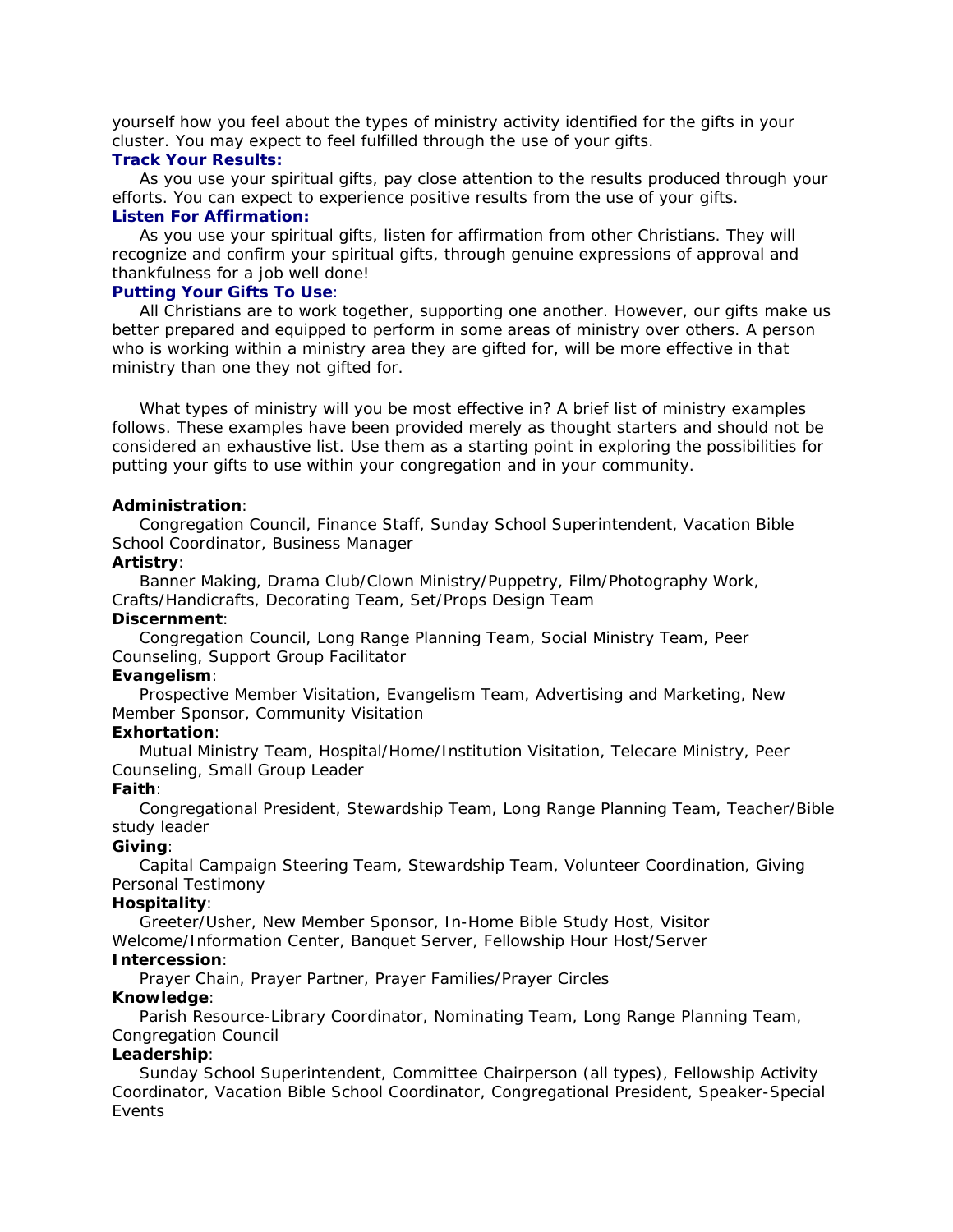yourself how you feel about the types of ministry activity identified for the gifts in your cluster. You may expect to feel fulfilled through the use of your gifts.

**Track Your Results:**

As you use your spiritual gifts, pay close attention to the results produced through your efforts. You can expect to experience positive results from the use of your gifts.

**Listen For Affirmation:**

As you use your spiritual gifts, listen for affirmation from other Christians. They will recognize and confirm your spiritual gifts, through genuine expressions of approval and thankfulness for a job well done!

**Putting Your Gifts To Use**:

All Christians are to work together, supporting one another. However, our gifts make us better prepared and equipped to perform in some areas of ministry over others. A person who is working within a ministry area they are gifted for, will be more effective in that ministry than one they not gifted for.

What types of ministry will you be most effective in? A brief list of ministry examples follows. These examples have been provided merely as thought starters and should not be considered an exhaustive list. Use them as a starting point in exploring the possibilities for putting your gifts to use within your congregation and in your community.

**Administration**:

Congregation Council, Finance Staff, Sunday School Superintendent, Vacation Bible School Coordinator, Business Manager

**Artistry**:

Banner Making, Drama Club/Clown Ministry/Puppetry, Film/Photography Work, Crafts/Handicrafts, Decorating Team, Set/Props Design Team

**Discernment**:

Congregation Council, Long Range Planning Team, Social Ministry Team, Peer Counseling, Support Group Facilitator

**Evangelism**:

Prospective Member Visitation, Evangelism Team, Advertising and Marketing, New Member Sponsor, Community Visitation

**Exhortation**:

Mutual Ministry Team, Hospital/Home/Institution Visitation, Telecare Ministry, Peer Counseling, Small Group Leader

**Faith**:

Congregational President, Stewardship Team, Long Range Planning Team, Teacher/Bible study leader

**Giving**:

Capital Campaign Steering Team, Stewardship Team, Volunteer Coordination, Giving Personal Testimony

**Hospitality**:

Greeter/Usher, New Member Sponsor, In-Home Bible Study Host, Visitor Welcome/Information Center, Banquet Server, Fellowship Hour Host/Server

**Intercession**:

Prayer Chain, Prayer Partner, Prayer Families/Prayer Circles

**Knowledge**:

Parish Resource-Library Coordinator, Nominating Team, Long Range Planning Team, Congregation Council

**Leadership**:

Sunday School Superintendent, Committee Chairperson (all types), Fellowship Activity Coordinator, Vacation Bible School Coordinator, Congregational President, Speaker-Special Events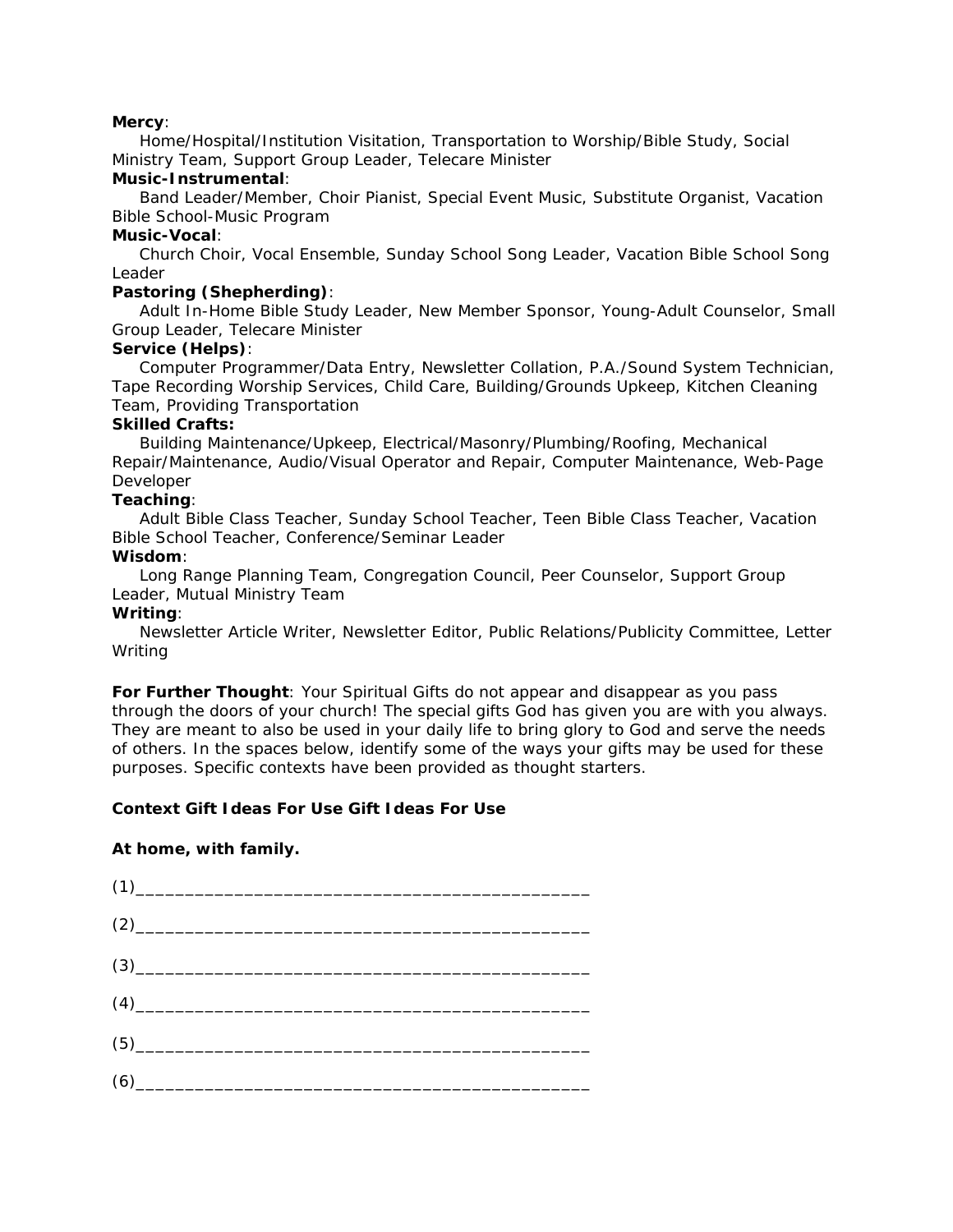**Mercy**:

Home/Hospital/Institution Visitation, Transportation to Worship/Bible Study, Social Ministry Team, Support Group Leader, Telecare Minister

**Music-Instrumental**:

Band Leader/Member, Choir Pianist, Special Event Music, Substitute Organist, Vacation Bible School-Music Program

**Music-Vocal**:

Church Choir, Vocal Ensemble, Sunday School Song Leader, Vacation Bible School Song Leader

**Pastoring (Shepherding)**:

Adult In-Home Bible Study Leader, New Member Sponsor, Young-Adult Counselor, Small Group Leader, Telecare Minister

**Service (Helps)**:

Computer Programmer/Data Entry, Newsletter Collation, P.A./Sound System Technician, Tape Recording Worship Services, Child Care, Building/Grounds Upkeep, Kitchen Cleaning Team, Providing Transportation

**Skilled Crafts:**

Building Maintenance/Upkeep, Electrical/Masonry/Plumbing/Roofing, Mechanical Repair/Maintenance, Audio/Visual Operator and Repair, Computer Maintenance, Web-Page Developer

**Teaching**:

Adult Bible Class Teacher, Sunday School Teacher, Teen Bible Class Teacher, Vacation Bible School Teacher, Conference/Seminar Leader

**Wisdom**:

Long Range Planning Team, Congregation Council, Peer Counselor, Support Group Leader, Mutual Ministry Team

**Writing**:

Newsletter Article Writer, Newsletter Editor, Public Relations/Publicity Committee, Letter Writing

**For Further Thought**: Your Spiritual Gifts do not appear and disappear as you pass through the doors of your church! The special gifts God has given you are with you always. They are meant to also be used in your daily life to bring glory to God and serve the needs of others. In the spaces below, identify some of the ways your gifts may be used for these purposes. Specific contexts have been provided as thought starters.

**Context Gift Ideas For Use Gift Ideas For Use**

**At home, with family.**

(1)_______________________________________________

(2)_______________________________________________

(3)_______________________________________________

(4)_______________________________________________

(5)_______________________________________________

(6)_______________________________________________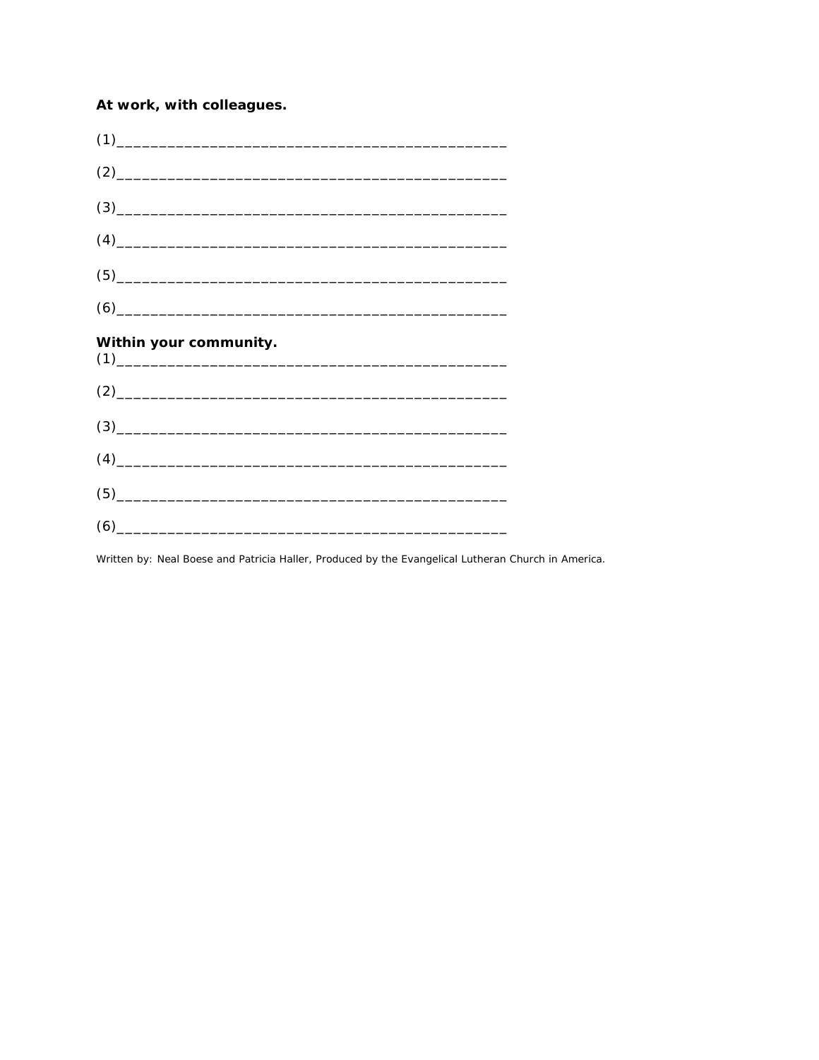**At work, with colleagues.**

(1)_______________________________________________

(2)_______________________________________________

(3)_______________________________________________

(4)_______________________________________________

(5)_______________________________________________

(6)_______________________________________________

**Within your community.**

(1)_______________________________________________

(2)_______________________________________________

(3)_______________________________________________

(4)_______________________________________________

(5)_______________________________________________

(6)_______________________________________________

Written by: Neal Boese and Patricia Haller, Produced by the Evangelical Lutheran Church in America.